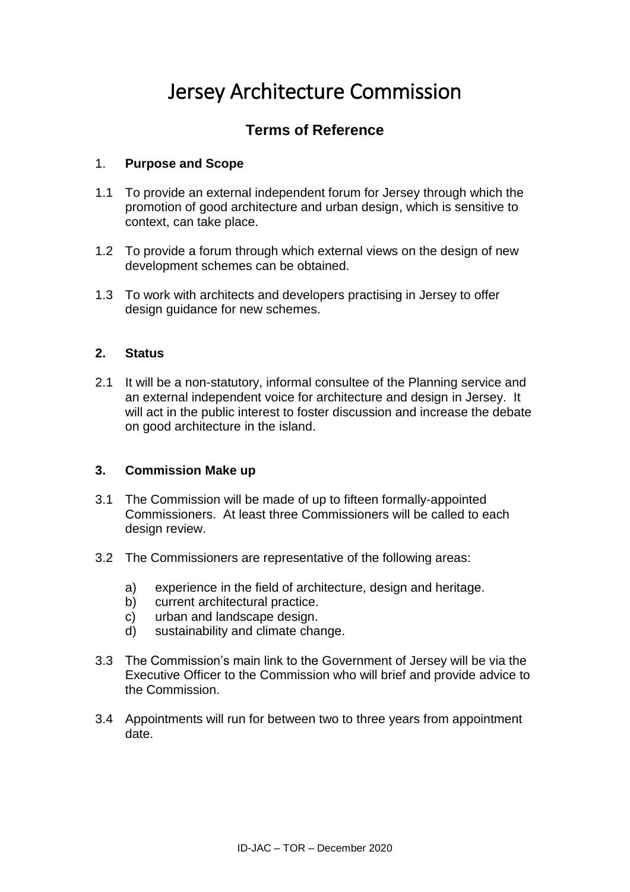# Jersey Architecture Commission

## Terms of Reference

### 1. Purpose and Scope

1.1 To provide an external independent forum for Jersey through which the promotion of good architecture and urban design, which is sensitive to context, can take place.

1.2 To provide a forum through which external views on the design of new development schemes can be obtained.

1.3 To work with architects and developers practising in Jersey to offer design guidance for new schemes.

### 2. Status

2.1 It will be a non-statutory, informal consultee of the Planning service and an external independent voice for architecture and design in Jersey. It will act in the public interest to foster discussion and increase the debate on good architecture in the island.

### 3. Commission Make up

3.1 The Commission will be made of up to fifteen formally-appointed Commissioners. At least three Commissioners will be called to each design review.

3.2 The Commissioners are representative of the following areas:

a) experience in the field of architecture, design and heritage.
b) current architectural practice.
c) urban and landscape design.
d) sustainability and climate change.

3.3 The Commission's main link to the Government of Jersey will be via the Executive Officer to the Commission who will brief and provide advice to the Commission.

3.4 Appointments will run for between two to three years from appointment date.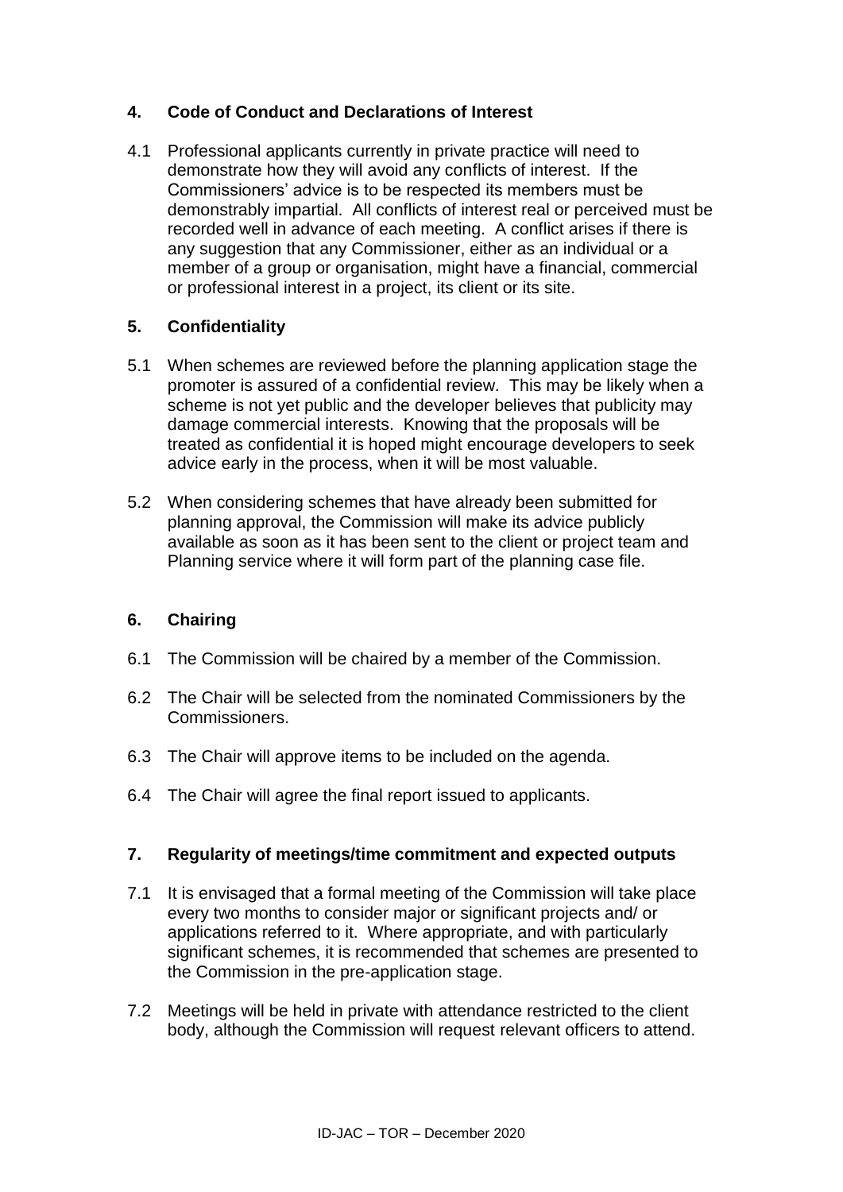## 4. Code of Conduct and Declarations of Interest

4.1 Professional applicants currently in private practice will need to demonstrate how they will avoid any conflicts of interest. If the Commissioners' advice is to be respected its members must be demonstrably impartial. All conflicts of interest real or perceived must be recorded well in advance of each meeting. A conflict arises if there is any suggestion that any Commissioner, either as an individual or a member of a group or organisation, might have a financial, commercial or professional interest in a project, its client or its site.

## 5. Confidentiality

5.1 When schemes are reviewed before the planning application stage the promoter is assured of a confidential review. This may be likely when a scheme is not yet public and the developer believes that publicity may damage commercial interests. Knowing that the proposals will be treated as confidential it is hoped might encourage developers to seek advice early in the process, when it will be most valuable.

5.2 When considering schemes that have already been submitted for planning approval, the Commission will make its advice publicly available as soon as it has been sent to the client or project team and Planning service where it will form part of the planning case file.

## 6. Chairing

6.1 The Commission will be chaired by a member of the Commission.

6.2 The Chair will be selected from the nominated Commissioners by the Commissioners.

6.3 The Chair will approve items to be included on the agenda.

6.4 The Chair will agree the final report issued to applicants.

## 7. Regularity of meetings/time commitment and expected outputs

7.1 It is envisaged that a formal meeting of the Commission will take place every two months to consider major or significant projects and/ or applications referred to it. Where appropriate, and with particularly significant schemes, it is recommended that schemes are presented to the Commission in the pre-application stage.

7.2 Meetings will be held in private with attendance restricted to the client body, although the Commission will request relevant officers to attend.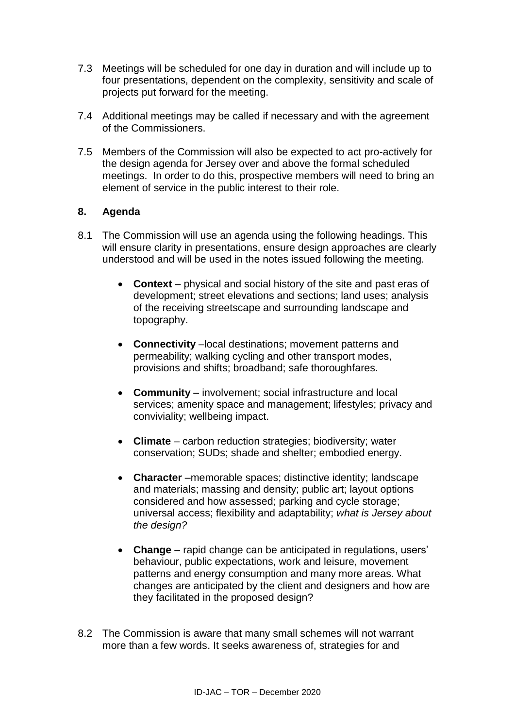7.3 Meetings will be scheduled for one day in duration and will include up to four presentations, dependent on the complexity, sensitivity and scale of projects put forward for the meeting.

7.4 Additional meetings may be called if necessary and with the agreement of the Commissioners.

7.5 Members of the Commission will also be expected to act pro-actively for the design agenda for Jersey over and above the formal scheduled meetings. In order to do this, prospective members will need to bring an element of service in the public interest to their role.

## 8. Agenda

8.1 The Commission will use an agenda using the following headings. This will ensure clarity in presentations, ensure design approaches are clearly understood and will be used in the notes issued following the meeting.

- **Context** – physical and social history of the site and past eras of development; street elevations and sections; land uses; analysis of the receiving streetscape and surrounding landscape and topography.

- **Connectivity** –local destinations; movement patterns and permeability; walking cycling and other transport modes, provisions and shifts; broadband; safe thoroughfares.

- **Community** – involvement; social infrastructure and local services; amenity space and management; lifestyles; privacy and conviviality; wellbeing impact.

- **Climate** – carbon reduction strategies; biodiversity; water conservation; SUDs; shade and shelter; embodied energy.

- **Character** –memorable spaces; distinctive identity; landscape and materials; massing and density; public art; layout options considered and how assessed; parking and cycle storage; universal access; flexibility and adaptability; *what is Jersey about the design?*

- **Change** – rapid change can be anticipated in regulations, users' behaviour, public expectations, work and leisure, movement patterns and energy consumption and many more areas. What changes are anticipated by the client and designers and how are they facilitated in the proposed design?

8.2 The Commission is aware that many small schemes will not warrant more than a few words. It seeks awareness of, strategies for and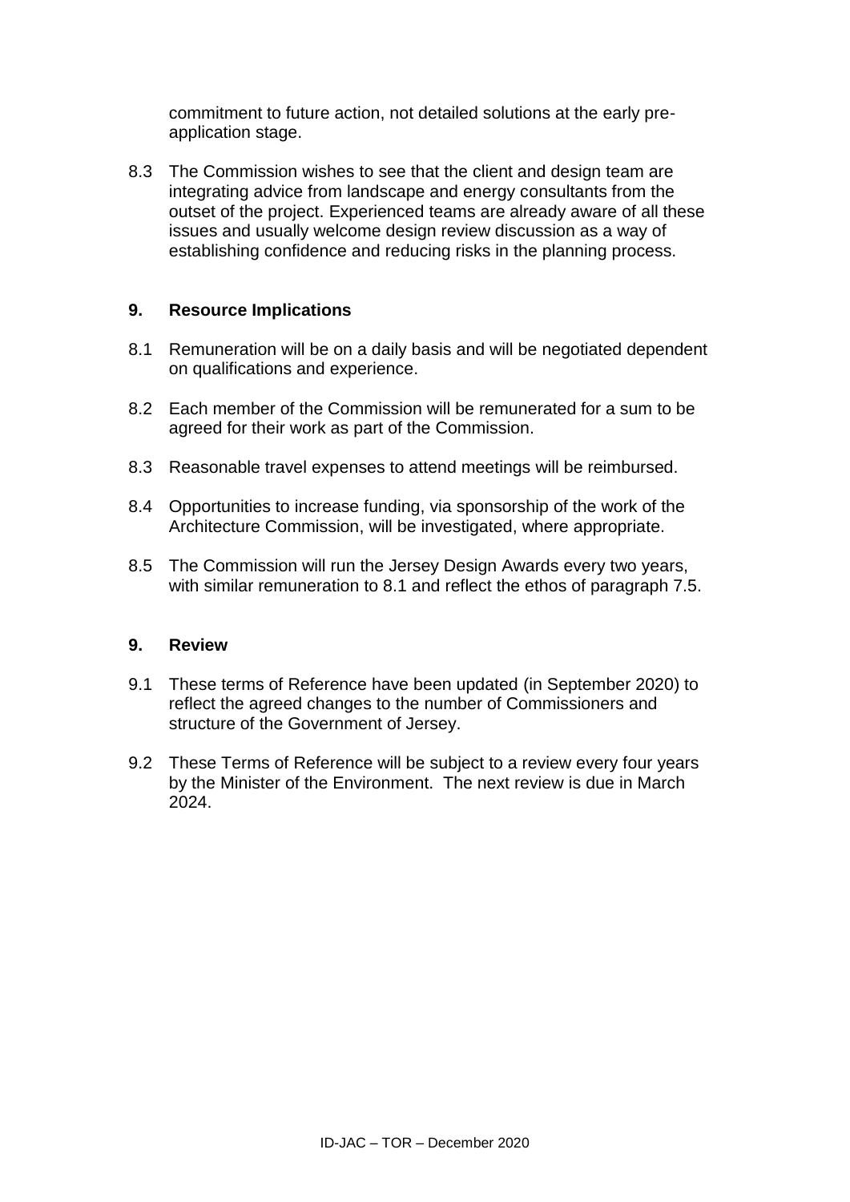commitment to future action, not detailed solutions at the early pre-application stage.

8.3 The Commission wishes to see that the client and design team are integrating advice from landscape and energy consultants from the outset of the project. Experienced teams are already aware of all these issues and usually welcome design review discussion as a way of establishing confidence and reducing risks in the planning process.

## 9. Resource Implications

8.1 Remuneration will be on a daily basis and will be negotiated dependent on qualifications and experience.

8.2 Each member of the Commission will be remunerated for a sum to be agreed for their work as part of the Commission.

8.3 Reasonable travel expenses to attend meetings will be reimbursed.

8.4 Opportunities to increase funding, via sponsorship of the work of the Architecture Commission, will be investigated, where appropriate.

8.5 The Commission will run the Jersey Design Awards every two years, with similar remuneration to 8.1 and reflect the ethos of paragraph 7.5.

## 9. Review

9.1 These terms of Reference have been updated (in September 2020) to reflect the agreed changes to the number of Commissioners and structure of the Government of Jersey.

9.2 These Terms of Reference will be subject to a review every four years by the Minister of the Environment. The next review is due in March 2024.